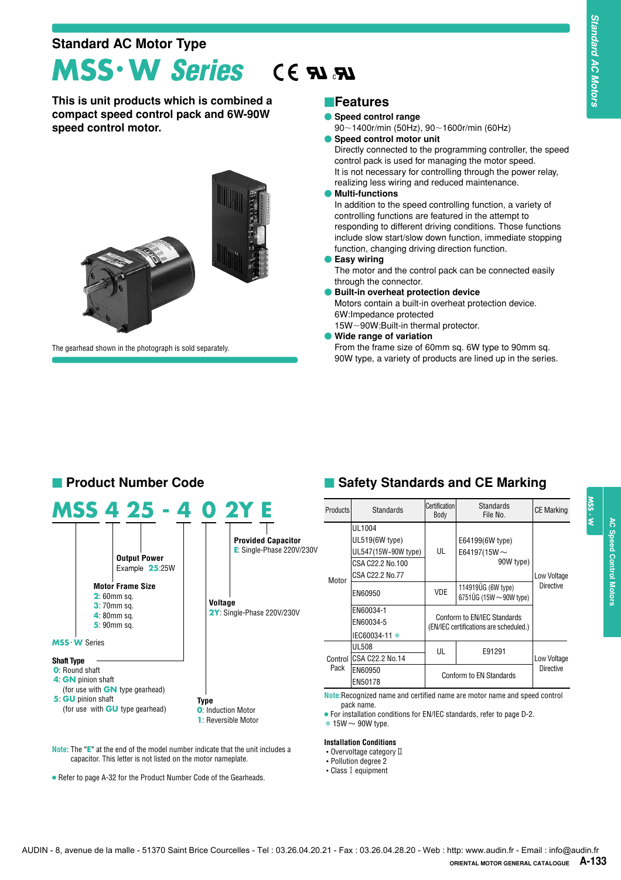Standard AC Motor Type

# MSS·W Series

**This is unit products which is combined a compact speed control pack and 6W-90W speed control motor.**

The gearhead shown in the photograph is sold separately.

## Features

- **Speed control range**
  90～1400r/min (50Hz), 90～1600r/min (60Hz)
- **Speed control motor unit**
  Directly connected to the programming controller, the speed control pack is used for managing the motor speed.
  It is not necessary for controlling through the power relay, realizing less wiring and reduced maintenance.
- **Multi-functions**
  In addition to the speed controlling function, a variety of controlling functions are featured in the attempt to responding to different driving conditions. Those functions include slow start/slow down function, immediate stopping function, changing driving direction function.
- **Easy wiring**
  The motor and the control pack can be connected easily through the connector.
- **Built-in overheat protection device**
  Motors contain a built-in overheat protection device.
  6W:Impedance protected
  15W～90W:Built-in thermal protector.
- **Wide range of variation**
  From the frame size of 60mm sq. 6W type to 90mm sq. 90W type, a variety of products are lined up in the series.

## Product Number Code

**MSS 4 25 - 4 0 2Y E**

- **MSS·W** Series
- **Motor Frame Size**
  2: 60mm sq.
  3: 70mm sq.
  4: 80mm sq.
  5: 90mm sq.
- **Output Power**
  Example 25:25W
- **Shaft Type**
  0: Round shaft
  4: GN pinion shaft
  (for use with GN type gearhead)
  5: GU pinion shaft
  (for use with GU type gearhead)
- **Type**
  0: Induction Motor
  1: Reversible Motor
- **Voltage**
  2Y: Single-Phase 220V/230V
- **Provided Capacitor**
  E: Single-Phase 220V/230V

Note: The "E" at the end of the model number indicate that the unit includes a capacitor. This letter is not listed on the motor nameplate.

- Refer to page A-32 for the Product Number Code of the Gearheads.

## Safety Standards and CE Marking

| Products | Standards | Certification Body | Standards File No. | CE Marking |
|---|---|---|---|---|
| Motor | UL1004<br>UL519(6W type)<br>UL547(15W-90W type)<br>CSA C22.2 No.100<br>CSA C22.2 No.77 | UL | E64199(6W type)<br>E64197(15W～90W type) | Low Voltage Directive |
| | EN60950 | VDE | 114919ÜG (6W type)<br>6751ÜG (15W～90W type) | |
| | EN60034-1<br>EN60034-5<br>IEC60034-11 ✻ | Conform to EN/IEC Standards (EN/IEC certifications are scheduled.) | | |
| Control Pack | UL508<br>CSA C22.2 No.14 | UL | E91291 | Low Voltage Directive |
| | EN60950<br>EN50178 | Conform to EN Standards | | |

Note: Recognized name and certified name are motor name and speed control pack name.
- For installation conditions for EN/IEC standards, refer to page D-2.

✻ 15W～90W type.

**Installation Conditions**
- Overvoltage category Ⅱ
- Pollution degree 2
- Class Ⅰ equipment

AUDIN - 8, avenue de la malle - 51370 Saint Brice Courcelles - Tel : 03.26.04.20.21 - Fax : 03.26.04.28.20 - Web : http: www.audin.fr - Email : info@audin.fr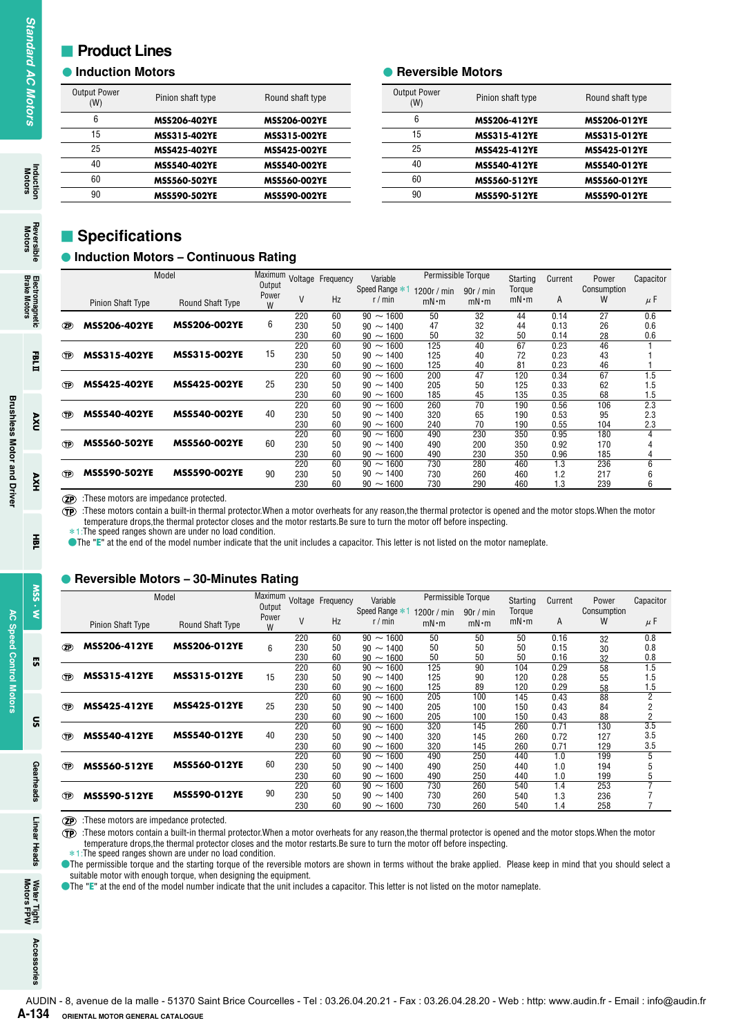## Product Lines

### Induction Motors

| Output Power (W) | Pinion shaft type | Round shaft type |
|---|---|---|
| 6 | **MSS206-402YE** | **MSS206-002YE** |
| 15 | **MSS315-402YE** | **MSS315-002YE** |
| 25 | **MSS425-402YE** | **MSS425-002YE** |
| 40 | **MSS540-402YE** | **MSS540-002YE** |
| 60 | **MSS560-502YE** | **MSS560-002YE** |
| 90 | **MSS590-502YE** | **MSS590-002YE** |

### Reversible Motors

| Output Power (W) | Pinion shaft type | Round shaft type |
|---|---|---|
| 6 | **MSS206-412YE** | **MSS206-012YE** |
| 15 | **MSS315-412YE** | **MSS315-012YE** |
| 25 | **MSS425-412YE** | **MSS425-012YE** |
| 40 | **MSS540-412YE** | **MSS540-012YE** |
| 60 | **MSS560-512YE** | **MSS560-012YE** |
| 90 | **MSS590-512YE** | **MSS590-012YE** |

## Specifications

### Induction Motors – Continuous Rating

| | Model | | Maximum Output Power | Voltage | Frequency | Variable Speed Range *1 | Permissible Torque | | Starting Torque | Current | Power Consumption | Capacitor |
|---|---|---|---|---|---|---|---|---|---|---|---|---|
| | Pinion Shaft Type | Round Shaft Type | W | V | Hz | r / min | 1200r / min mN·m | 90r / min mN·m | mN·m | A | W | μF |
| ZP | **MSS206-402YE** | **MSS206-002YE** | 6 | 220 | 60 | 90 ~ 1600 | 50 | 32 | 44 | 0.14 | 27 | 0.6 |
| | | | | 230 | 50 | 90 ~ 1400 | 47 | 32 | 44 | 0.13 | 26 | 0.6 |
| | | | | 230 | 60 | 90 ~ 1600 | 50 | 32 | 50 | 0.14 | 28 | 0.6 |
| TP | **MSS315-402YE** | **MSS315-002YE** | 15 | 220 | 60 | 90 ~ 1600 | 125 | 40 | 67 | 0.23 | 46 | 1 |
| | | | | 230 | 50 | 90 ~ 1400 | 125 | 40 | 72 | 0.23 | 43 | 1 |
| | | | | 230 | 60 | 90 ~ 1600 | 125 | 40 | 81 | 0.23 | 46 | 1 |
| TP | **MSS425-402YE** | **MSS425-002YE** | 25 | 220 | 60 | 90 ~ 1600 | 200 | 47 | 120 | 0.34 | 67 | 1.5 |
| | | | | 230 | 50 | 90 ~ 1400 | 205 | 50 | 125 | 0.33 | 62 | 1.5 |
| | | | | 230 | 60 | 90 ~ 1600 | 185 | 45 | 135 | 0.35 | 68 | 1.5 |
| TP | **MSS540-402YE** | **MSS540-002YE** | 40 | 220 | 60 | 90 ~ 1600 | 260 | 70 | 190 | 0.56 | 106 | 2.3 |
| | | | | 230 | 50 | 90 ~ 1400 | 320 | 65 | 190 | 0.53 | 95 | 2.3 |
| | | | | 230 | 60 | 90 ~ 1600 | 240 | 70 | 190 | 0.55 | 104 | 2.3 |
| TP | **MSS560-502YE** | **MSS560-002YE** | 60 | 220 | 60 | 90 ~ 1600 | 490 | 230 | 350 | 0.95 | 180 | 4 |
| | | | | 230 | 50 | 90 ~ 1400 | 490 | 200 | 350 | 0.92 | 170 | 4 |
| | | | | 230 | 60 | 90 ~ 1600 | 490 | 230 | 350 | 0.96 | 185 | 4 |
| TP | **MSS590-502YE** | **MSS590-002YE** | 90 | 220 | 60 | 90 ~ 1600 | 730 | 280 | 460 | 1.3 | 236 | 6 |
| | | | | 230 | 50 | 90 ~ 1400 | 730 | 260 | 460 | 1.2 | 217 | 6 |
| | | | | 230 | 60 | 90 ~ 1600 | 730 | 290 | 460 | 1.3 | 239 | 6 |

ZP :These motors are impedance protected.
TP :These motors contain a built-in thermal protector.When a motor overheats for any reason,the thermal protector is opened and the motor stops.When the motor temperature drops,the thermal protector closes and the motor restarts.Be sure to turn the motor off before inspecting.
*1:The speed ranges shown are under no load condition.
●The "E" at the end of the model number indicate that the unit includes a capacitor. This letter is not listed on the motor nameplate.

### Reversible Motors – 30-Minutes Rating

| | Model | | Maximum Output Power | Voltage | Frequency | Variable Speed Range *1 | Permissible Torque | | Starting Torque | Current | Power Consumption | Capacitor |
|---|---|---|---|---|---|---|---|---|---|---|---|---|
| | Pinion Shaft Type | Round Shaft Type | W | V | Hz | r / min | 1200r / min mN·m | 90r / min mN·m | mN·m | A | W | μF |
| ZP | **MSS206-412YE** | **MSS206-012YE** | 6 | 220 | 60 | 90 ~ 1600 | 50 | 50 | 50 | 0.16 | 32 | 0.8 |
| | | | | 230 | 50 | 90 ~ 1400 | 50 | 50 | 50 | 0.15 | 30 | 0.8 |
| | | | | 230 | 60 | 90 ~ 1600 | 50 | 50 | 50 | 0.16 | 32 | 0.8 |
| TP | **MSS315-412YE** | **MSS315-012YE** | 15 | 220 | 60 | 90 ~ 1600 | 125 | 90 | 104 | 0.29 | 58 | 1.5 |
| | | | | 230 | 50 | 90 ~ 1400 | 125 | 90 | 120 | 0.28 | 55 | 1.5 |
| | | | | 230 | 60 | 90 ~ 1600 | 125 | 89 | 120 | 0.29 | 58 | 1.5 |
| TP | **MSS425-412YE** | **MSS425-012YE** | 25 | 220 | 60 | 90 ~ 1600 | 205 | 100 | 145 | 0.43 | 88 | 2 |
| | | | | 230 | 50 | 90 ~ 1400 | 205 | 100 | 150 | 0.43 | 84 | 2 |
| | | | | 230 | 60 | 90 ~ 1600 | 205 | 100 | 150 | 0.43 | 88 | 2 |
| TP | **MSS540-412YE** | **MSS540-012YE** | 40 | 220 | 60 | 90 ~ 1600 | 320 | 145 | 260 | 0.71 | 130 | 3.5 |
| | | | | 230 | 50 | 90 ~ 1400 | 320 | 145 | 260 | 0.72 | 127 | 3.5 |
| | | | | 230 | 60 | 90 ~ 1600 | 320 | 145 | 260 | 0.71 | 129 | 3.5 |
| TP | **MSS560-512YE** | **MSS560-012YE** | 60 | 220 | 60 | 90 ~ 1600 | 490 | 250 | 440 | 1.0 | 199 | 5 |
| | | | | 230 | 50 | 90 ~ 1400 | 490 | 250 | 440 | 1.0 | 194 | 5 |
| | | | | 230 | 60 | 90 ~ 1600 | 490 | 250 | 440 | 1.0 | 199 | 5 |
| TP | **MSS590-512YE** | **MSS590-012YE** | 90 | 220 | 60 | 90 ~ 1600 | 730 | 260 | 540 | 1.4 | 253 | 7 |
| | | | | 230 | 50 | 90 ~ 1400 | 730 | 260 | 540 | 1.3 | 236 | 7 |
| | | | | 230 | 60 | 90 ~ 1600 | 730 | 260 | 540 | 1.4 | 258 | 7 |

ZP :These motors are impedance protected.
TP :These motors contain a built-in thermal protector.When a motor overheats for any reason,the thermal protector is opened and the motor stops.When the motor temperature drops,the thermal protector closes and the motor restarts.Be sure to turn the motor off before inspecting.
*1:The speed ranges shown are under no load condition.
●The permissible torque and the starting torque of the reversible motors are shown in terms without the brake applied. Please keep in mind that you should select a suitable motor with enough torque, when designing the equipment.
●The "E" at the end of the model number indicate that the unit includes a capacitor. This letter is not listed on the motor nameplate.

AUDIN - 8, avenue de la malle - 51370 Saint Brice Courcelles - Tel : 03.26.04.20.21 - Fax : 03.26.04.28.20 - Web : http: www.audin.fr - Email : info@audin.fr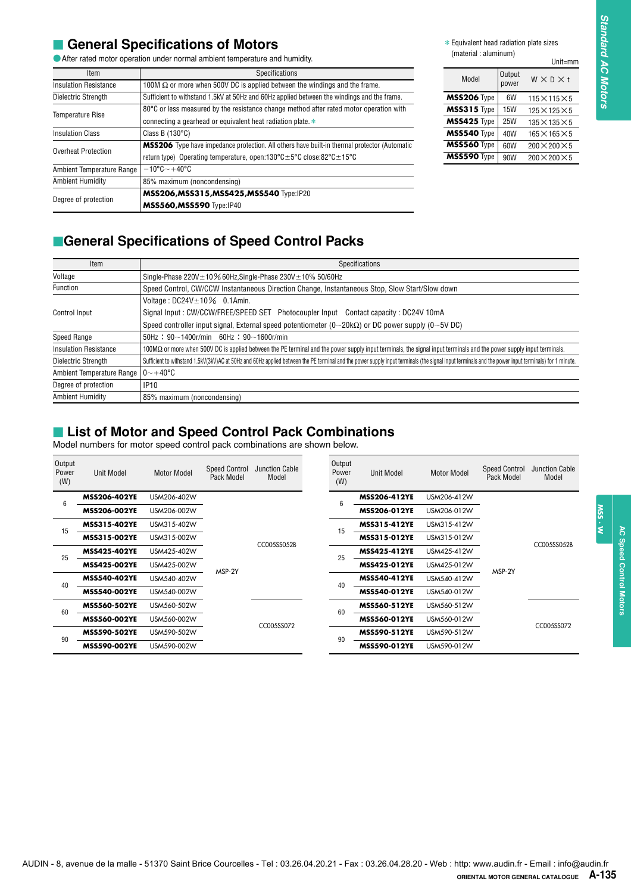## General Specifications of Motors

After rated motor operation under normal ambient temperature and humidity.

| Item | Specifications |
|---|---|
| Insulation Resistance | 100M Ω or more when 500V DC is applied between the windings and the frame. |
| Dielectric Strength | Sufficient to withstand 1.5kV at 50Hz and 60Hz applied between the windings and the frame. |
| Temperature Rise | 80°C or less measured by the resistance change method after rated motor operation with connecting a gearhead or equivalent heat radiation plate.* |
| Insulation Class | Class B (130°C) |
| Overheat Protection | **MSS206** Type have impedance protection. All others have built-in thermal protector (Automatic return type) Operating temperature, open:130°C±5°C close:82°C±15°C |
| Ambient Temperature Range | −10°C～+40°C |
| Ambient Humidity | 85% maximum (noncondensing) |
| Degree of protection | **MSS206,MSS315,MSS425,MSS540** Type:IP20<br>**MSS560,MSS590** Type:IP40 |

* Equivalent head radiation plate sizes (material : aluminum)

Unit=mm

| Model | Output power | W × D × t |
|---|---|---|
| **MSS206** Type | 6W | 115×115×5 |
| **MSS315** Type | 15W | 125×125×5 |
| **MSS425** Type | 25W | 135×135×5 |
| **MSS540** Type | 40W | 165×165×5 |
| **MSS560** Type | 60W | 200×200×5 |
| **MSS590** Type | 90W | 200×200×5 |

## General Specifications of Speed Control Packs

| Item | Specifications |
|---|---|
| Voltage | Single-Phase 220V±10% 60Hz,Single-Phase 230V±10% 50/60Hz |
| Function | Speed Control, CW/CCW Instantaneous Direction Change, Instantaneous Stop, Slow Start/Slow down |
| Control Input | Voltage : DC24V±10% 0.1Amin.<br>Signal Input : CW/CCW/FREE/SPEED SET Photocoupler Input Contact capacity : DC24V 10mA<br>Speed controller input signal, External speed potentiometer (0～20kΩ) or DC power supply (0～5V DC) |
| Speed Range | 50Hz : 90～1400r/min 60Hz : 90～1600r/min |
| Insulation Resistance | 100MΩ or more when 500V DC is applied between the PE terminal and the power supply input terminals, the signal input terminals and the power supply input terminals. |
| Dielectric Strength | Sufficient to withstand 1.5kV(3kV)AC at 50Hz and 60Hz applied between the PE terminal and the power supply input terminals (the signal input terminals and the power input terminals) for 1 minute. |
| Ambient Temperature Range | 0～+40°C |
| Degree of protection | IP10 |
| Ambient Humidity | 85% maximum (noncondensing) |

## List of Motor and Speed Control Pack Combinations

Model numbers for motor speed control pack combinations are shown below.

| Output Power (W) | Unit Model | Motor Model | Speed Control Pack Model | Junction Cable Model |
|---|---|---|---|---|
| 6 | **MSS206-402YE** | USM206-402W | MSP-2Y | CC005SS052B |
| | **MSS206-002YE** | USM206-002W | | |
| 15 | **MSS315-402YE** | USM315-402W | | |
| | **MSS315-002YE** | USM315-002W | | |
| 25 | **MSS425-402YE** | USM425-402W | | |
| | **MSS425-002YE** | USM425-002W | | |
| 40 | **MSS540-402YE** | USM540-402W | | |
| | **MSS540-002YE** | USM540-002W | | |
| 60 | **MSS560-502YE** | USM560-502W | | CC005SS072 |
| | **MSS560-002YE** | USM560-002W | | |
| 90 | **MSS590-502YE** | USM590-502W | | |
| | **MSS590-002YE** | USM590-002W | | |

| Output Power (W) | Unit Model | Motor Model | Speed Control Pack Model | Junction Cable Model |
|---|---|---|---|---|
| 6 | **MSS206-412YE** | USM206-412W | MSP-2Y | CC005SS052B |
| | **MSS206-012YE** | USM206-012W | | |
| 15 | **MSS315-412YE** | USM315-412W | | |
| | **MSS315-012YE** | USM315-012W | | |
| 25 | **MSS425-412YE** | USM425-412W | | |
| | **MSS425-012YE** | USM425-012W | | |
| 40 | **MSS540-412YE** | USM540-412W | | |
| | **MSS540-012YE** | USM540-012W | | |
| 60 | **MSS560-512YE** | USM560-512W | | CC005SS072 |
| | **MSS560-012YE** | USM560-012W | | |
| 90 | **MSS590-512YE** | USM590-512W | | |
| | **MSS590-012YE** | USM590-012W | | |

AUDIN - 8, avenue de la malle - 51370 Saint Brice Courcelles - Tel : 03.26.04.20.21 - Fax : 03.26.04.28.20 - Web : http: www.audin.fr - Email : info@audin.fr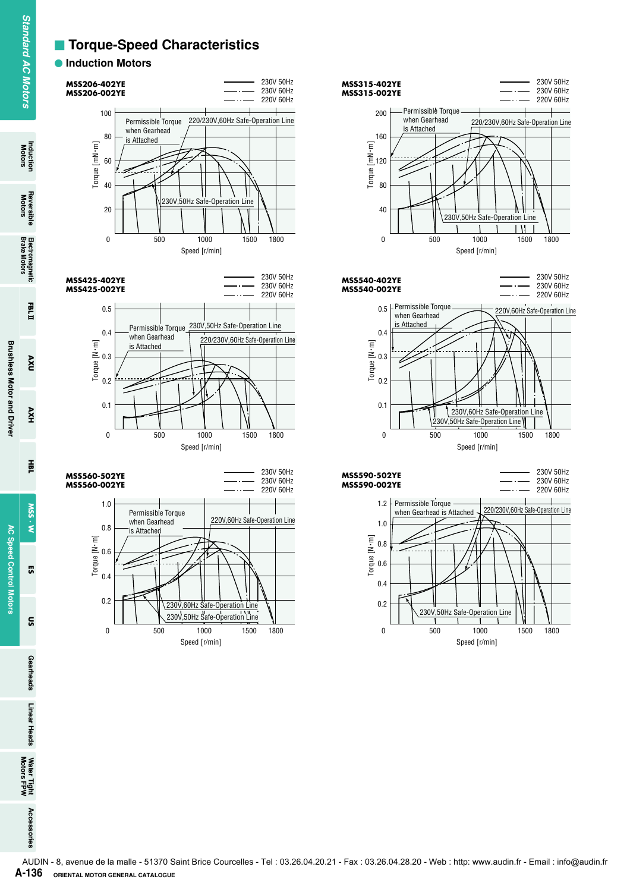## Torque-Speed Characteristics

### Induction Motors

**MSS206-402YE**
**MSS206-002YE**

230V 50Hz
230V 60Hz
220V 60Hz

Permissible Torque when Gearhead is Attached
220/230V,60Hz Safe-Operation Line
230V,50Hz Safe-Operation Line

Torque [mN·m]: 0, 20, 40, 60, 80, 100
Speed [r/min]: 500, 1000, 1500, 1800

**MSS315-402YE**
**MSS315-002YE**

230V 50Hz
230V 60Hz
220V 60Hz

Permissible Torque when Gearhead is Attached
220/230V,60Hz Safe-Operation Line
230V,50Hz Safe-Operation Line

Torque [mN·m]: 0, 40, 80, 120, 160, 200
Speed [r/min]: 500, 1000, 1500, 1800

**MSS425-402YE**
**MSS425-002YE**

230V 50Hz
230V 60Hz
220V 60Hz

Permissible Torque when Gearhead is Attached
230V,50Hz Safe-Operation Line
220/230V,60Hz Safe-Operation Line

Torque [N·m]: 0, 0.1, 0.2, 0.3, 0.4, 0.5
Speed [r/min]: 500, 1000, 1500, 1800

**MSS540-402YE**
**MSS540-002YE**

230V 50Hz
230V 60Hz
220V 60Hz

Permissible Torque when Gearhead is Attached
220V,60Hz Safe-Operation Line
230V,60Hz Safe-Operation Line
230V,50Hz Safe-Operation Line

Torque [N·m]: 0, 0.1, 0.2, 0.3, 0.4, 0.5
Speed [r/min]: 500, 1000, 1500, 1800

**MSS560-502YE**
**MSS560-002YE**

230V 50Hz
230V 60Hz
220V 60Hz

Permissible Torque when Gearhead is Attached
220V,60Hz Safe-Operation Line
230V,60Hz Safe-Operation Line
230V,50Hz Safe-Operation Line

Torque [N·m]: 0, 0.2, 0.4, 0.6, 0.8, 1.0
Speed [r/min]: 500, 1000, 1500, 1800

**MSS590-502YE**
**MSS590-002YE**

230V 50Hz
230V 60Hz
220V 60Hz

Permissible Torque when Gearhead is Attached
220/230V,60Hz Safe-Operation Line
230V,50Hz Safe-Operation Line

Torque [N·m]: 0, 0.2, 0.4, 0.6, 0.8, 1.0, 1.2
Speed [r/min]: 500, 1000, 1500, 1800

AUDIN - 8, avenue de la malle - 51370 Saint Brice Courcelles - Tel : 03.26.04.20.21 - Fax : 03.26.04.28.20 - Web : http: www.audin.fr - Email : info@audin.fr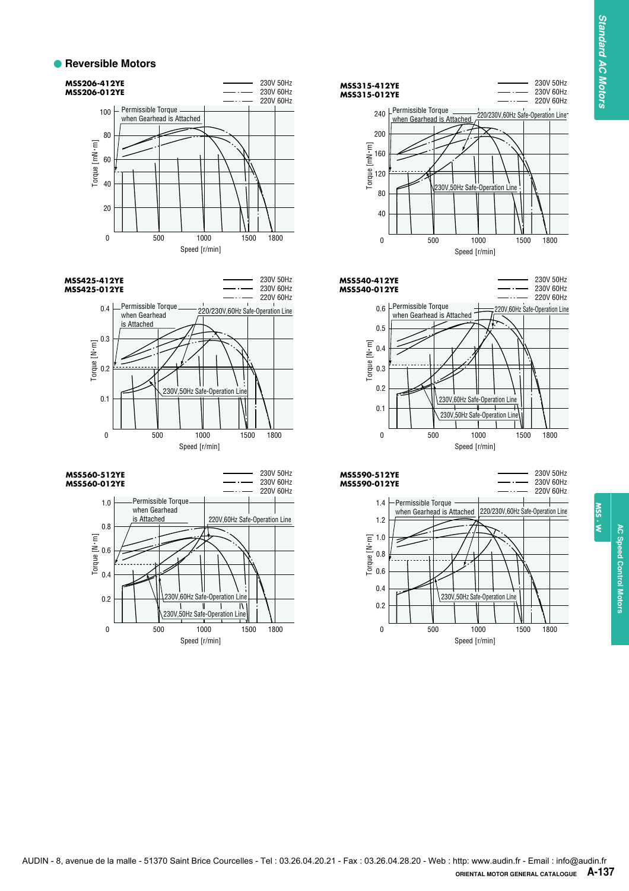## Reversible Motors

**MSS206-412YE**
**MSS206-012YE**

230V 50Hz / 230V 60Hz / 220V 60Hz

Permissible Torque when Gearhead is Attached

Torque [mN·m] — 0, 20, 40, 60, 80, 100

Speed [r/min] — 0, 500, 1000, 1500, 1800

**MSS315-412YE**
**MSS315-012YE**

230V 50Hz / 230V 60Hz / 220V 60Hz

Permissible Torque when Gearhead is Attached

220/230V,60Hz Safe-Operation Line

230V,50Hz Safe-Operation Line

Torque [mN·m] — 0, 40, 80, 120, 160, 200, 240

Speed [r/min] — 0, 500, 1000, 1500, 1800

**MSS425-412YE**
**MSS425-012YE**

230V 50Hz / 230V 60Hz / 220V 60Hz

Permissible Torque when Gearhead is Attached

220/230V,60Hz Safe-Operation Line

230V,50Hz Safe-Operation Line

Torque [N·m] — 0, 0.1, 0.2, 0.3, 0.4

Speed [r/min] — 0, 500, 1000, 1500, 1800

**MSS540-412YE**
**MSS540-012YE**

230V 50Hz / 230V 60Hz / 220V 60Hz

Permissible Torque when Gearhead is Attached

220V,60Hz Safe-Operation Line

230V,60Hz Safe-Operation Line

230V,50Hz Safe-Operation Line

Torque [N·m] — 0, 0.1, 0.2, 0.3, 0.4, 0.5, 0.6

Speed [r/min] — 0, 500, 1000, 1500, 1800

**MSS560-512YE**
**MSS560-012YE**

230V 50Hz / 230V 60Hz / 220V 60Hz

Permissible Torque when Gearhead is Attached

220V,60Hz Safe-Operation Line

230V,60Hz Safe-Operation Line

230V,50Hz Safe-Operation Line

Torque [N·m] — 0, 0.2, 0.4, 0.6, 0.8, 1.0

Speed [r/min] — 0, 500, 1000, 1500, 1800

**MSS590-512YE**
**MSS590-012YE**

230V 50Hz / 230V 60Hz / 220V 60Hz

Permissible Torque when Gearhead is Attached

220/230V,60Hz Safe-Operation Line

230V,50Hz Safe-Operation Line

Torque [N·m] — 0, 0.2, 0.4, 0.6, 0.8, 1.0, 1.2, 1.4

Speed [r/min] — 0, 500, 1000, 1500, 1800

AUDIN - 8, avenue de la malle - 51370 Saint Brice Courcelles - Tel : 03.26.04.20.21 - Fax : 03.26.04.28.20 - Web : http: www.audin.fr - Email : info@audin.fr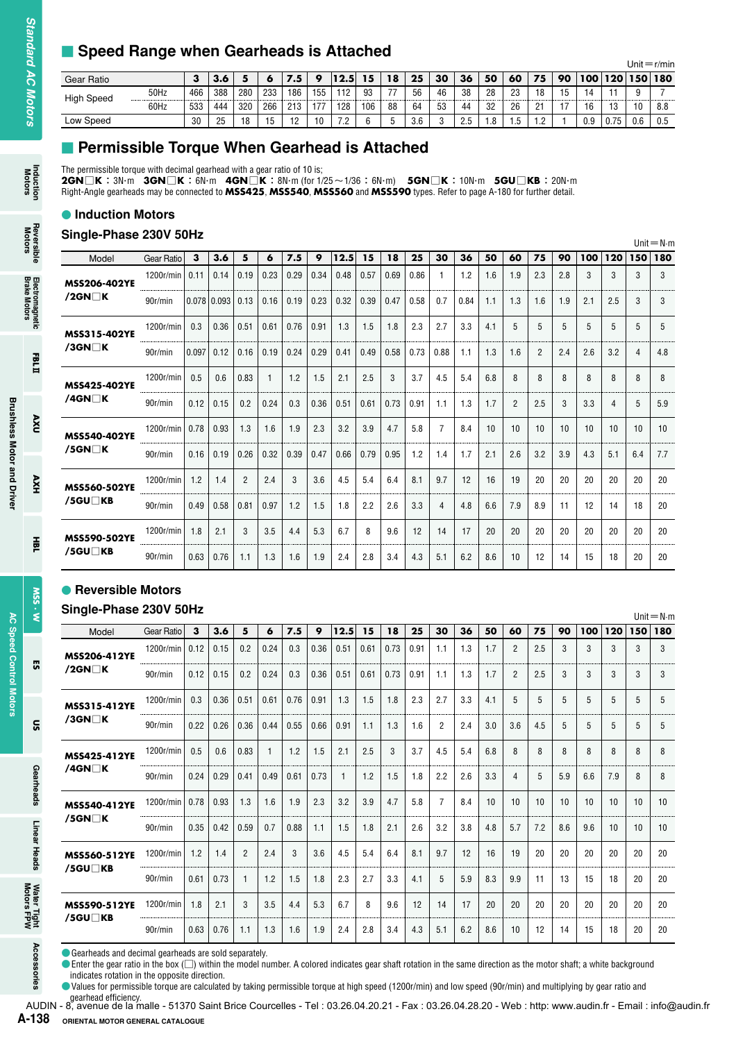## Speed Range when Gearheads is Attached

Unit＝r/min

| Gear Ratio | | 3 | 3.6 | 5 | 6 | 7.5 | 9 | 12.5 | 15 | 18 | 25 | 30 | 36 | 50 | 60 | 75 | 90 | 100 | 120 | 150 | 180 |
|---|---|---|---|---|---|---|---|---|---|---|---|---|---|---|---|---|---|---|---|---|---|
| High Speed | 50Hz | 466 | 388 | 280 | 233 | 186 | 155 | 112 | 93 | 77 | 56 | 46 | 38 | 28 | 23 | 18 | 15 | 14 | 11 | 9 | 7 |
| | 60Hz | 533 | 444 | 320 | 266 | 213 | 177 | 128 | 106 | 88 | 64 | 53 | 44 | 32 | 26 | 21 | 17 | 16 | 13 | 10 | 8.8 |
| Low Speed | | 30 | 25 | 18 | 15 | 12 | 10 | 7.2 | 6 | 5 | 3.6 | 3 | 2.5 | 1.8 | 1.5 | 1.2 | 1 | 0.9 | 0.75 | 0.6 | 0.5 |

## Permissible Torque When Gearhead is Attached

The permissible torque with decimal gearhead with a gear ratio of 10 is;
**2GN□K**：3N·m **3GN□K**：6N·m **4GN□K**：8N·m (for 1/25～1/36：6N·m) **5GN□K**：10N·m **5GU□KB**：20N·m
Right-Angle gearheads may be connected to **MSS425**, **MSS540**, **MSS560** and **MSS590** types. Refer to page A-180 for further detail.

### Induction Motors

**Single-Phase 230V 50Hz**

Unit＝N·m

| Model | Gear Ratio | 3 | 3.6 | 5 | 6 | 7.5 | 9 | 12.5 | 15 | 18 | 25 | 30 | 36 | 50 | 60 | 75 | 90 | 100 | 120 | 150 | 180 |
|---|---|---|---|---|---|---|---|---|---|---|---|---|---|---|---|---|---|---|---|---|---|
| **MSS206-402YE /2GN□K** | 1200r/min | 0.11 | 0.14 | 0.19 | 0.23 | 0.29 | 0.34 | 0.48 | 0.57 | 0.69 | 0.86 | 1 | 1.2 | 1.6 | 1.9 | 2.3 | 2.8 | 3 | 3 | 3 | 3 |
| | 90r/min | 0.078 | 0.093 | 0.13 | 0.16 | 0.19 | 0.23 | 0.32 | 0.39 | 0.47 | 0.58 | 0.7 | 0.84 | 1.1 | 1.3 | 1.6 | 1.9 | 2.1 | 2.5 | 3 | 3 |
| **MSS315-402YE /3GN□K** | 1200r/min | 0.3 | 0.36 | 0.51 | 0.61 | 0.76 | 0.91 | 1.3 | 1.5 | 1.8 | 2.3 | 2.7 | 3.3 | 4.1 | 5 | 5 | 5 | 5 | 5 | 5 | 5 |
| | 90r/min | 0.097 | 0.12 | 0.16 | 0.19 | 0.24 | 0.29 | 0.41 | 0.49 | 0.58 | 0.73 | 0.88 | 1.1 | 1.3 | 1.6 | 2 | 2.4 | 2.6 | 3.2 | 4 | 4.8 |
| **MSS425-402YE /4GN□K** | 1200r/min | 0.5 | 0.6 | 0.83 | 1 | 1.2 | 1.5 | 2.1 | 2.5 | 3 | 3.7 | 4.5 | 5.4 | 6.8 | 8 | 8 | 8 | 8 | 8 | 8 | 8 |
| | 90r/min | 0.12 | 0.15 | 0.2 | 0.24 | 0.3 | 0.36 | 0.51 | 0.61 | 0.73 | 0.91 | 1.1 | 1.3 | 1.7 | 2 | 2.5 | 3 | 3.3 | 4 | 5 | 5.9 |
| **MSS540-402YE /5GN□K** | 1200r/min | 0.78 | 0.93 | 1.3 | 1.6 | 1.9 | 2.3 | 3.2 | 3.9 | 4.7 | 5.8 | 7 | 8.4 | 10 | 10 | 10 | 10 | 10 | 10 | 10 | 10 |
| | 90r/min | 0.16 | 0.19 | 0.26 | 0.32 | 0.39 | 0.47 | 0.66 | 0.79 | 0.95 | 1.2 | 1.4 | 1.7 | 2.1 | 2.6 | 3.2 | 3.9 | 4.3 | 5.1 | 6.4 | 7.7 |
| **MSS560-502YE /5GU□KB** | 1200r/min | 1.2 | 1.4 | 2 | 2.4 | 3 | 3.6 | 4.5 | 5.4 | 6.4 | 8.1 | 9.7 | 12 | 16 | 19 | 20 | 20 | 20 | 20 | 20 | 20 |
| | 90r/min | 0.49 | 0.58 | 0.81 | 0.97 | 1.2 | 1.5 | 1.8 | 2.2 | 2.6 | 3.3 | 4 | 4.8 | 6.6 | 7.9 | 8.9 | 11 | 12 | 14 | 18 | 20 |
| **MSS590-502YE /5GU□KB** | 1200r/min | 1.8 | 2.1 | 3 | 3.5 | 4.4 | 5.3 | 6.7 | 8 | 9.6 | 12 | 14 | 17 | 20 | 20 | 20 | 20 | 20 | 20 | 20 | 20 |
| | 90r/min | 0.63 | 0.76 | 1.1 | 1.3 | 1.6 | 1.9 | 2.4 | 2.8 | 3.4 | 4.3 | 5.1 | 6.2 | 8.6 | 10 | 12 | 14 | 15 | 18 | 20 | 20 |

### Reversible Motors

**Single-Phase 230V 50Hz**

Unit＝N·m

| Model | Gear Ratio | 3 | 3.6 | 5 | 6 | 7.5 | 9 | 12.5 | 15 | 18 | 25 | 30 | 36 | 50 | 60 | 75 | 90 | 100 | 120 | 150 | 180 |
|---|---|---|---|---|---|---|---|---|---|---|---|---|---|---|---|---|---|---|---|---|---|
| **MSS206-412YE /2GN□K** | 1200r/min | 0.12 | 0.15 | 0.2 | 0.24 | 0.3 | 0.36 | 0.51 | 0.61 | 0.73 | 0.91 | 1.1 | 1.3 | 1.7 | 2 | 2.5 | 3 | 3 | 3 | 3 | 3 |
| | 90r/min | 0.12 | 0.15 | 0.2 | 0.24 | 0.3 | 0.36 | 0.51 | 0.61 | 0.73 | 0.91 | 1.1 | 1.3 | 1.7 | 2 | 2.5 | 3 | 3 | 3 | 3 | 3 |
| **MSS315-412YE /3GN□K** | 1200r/min | 0.3 | 0.36 | 0.51 | 0.61 | 0.76 | 0.91 | 1.3 | 1.5 | 1.8 | 2.3 | 2.7 | 3.3 | 4.1 | 5 | 5 | 5 | 5 | 5 | 5 | 5 |
| | 90r/min | 0.22 | 0.26 | 0.36 | 0.44 | 0.55 | 0.66 | 0.91 | 1.1 | 1.3 | 1.6 | 2 | 2.4 | 3.0 | 3.6 | 4.5 | 5 | 5 | 5 | 5 | 5 |
| **MSS425-412YE /4GN□K** | 1200r/min | 0.5 | 0.6 | 0.83 | 1 | 1.2 | 1.5 | 2.1 | 2.5 | 3 | 3.7 | 4.5 | 5.4 | 6.8 | 8 | 8 | 8 | 8 | 8 | 8 | 8 |
| | 90r/min | 0.24 | 0.29 | 0.41 | 0.49 | 0.61 | 0.73 | 1 | 1.2 | 1.5 | 1.8 | 2.2 | 2.6 | 3.3 | 4 | 5 | 5.9 | 6.6 | 7.9 | 8 | 8 |
| **MSS540-412YE /5GN□K** | 1200r/min | 0.78 | 0.93 | 1.3 | 1.6 | 1.9 | 2.3 | 3.2 | 3.9 | 4.7 | 5.8 | 7 | 8.4 | 10 | 10 | 10 | 10 | 10 | 10 | 10 | 10 |
| | 90r/min | 0.35 | 0.42 | 0.59 | 0.7 | 0.88 | 1.1 | 1.5 | 1.8 | 2.1 | 2.6 | 3.2 | 3.8 | 4.8 | 5.7 | 7.2 | 8.6 | 9.6 | 10 | 10 | 10 |
| **MSS560-512YE /5GU□KB** | 1200r/min | 1.2 | 1.4 | 2 | 2.4 | 3 | 3.6 | 4.5 | 5.4 | 6.4 | 8.1 | 9.7 | 12 | 16 | 19 | 20 | 20 | 20 | 20 | 20 | 20 |
| | 90r/min | 0.61 | 0.73 | 1 | 1.2 | 1.5 | 1.8 | 2.3 | 2.7 | 3.3 | 4.1 | 5 | 5.9 | 8.3 | 9.9 | 11 | 13 | 15 | 18 | 20 | 20 |
| **MSS590-512YE /5GU□KB** | 1200r/min | 1.8 | 2.1 | 3 | 3.5 | 4.4 | 5.3 | 6.7 | 8 | 9.6 | 12 | 14 | 17 | 20 | 20 | 20 | 20 | 20 | 20 | 20 | 20 |
| | 90r/min | 0.63 | 0.76 | 1.1 | 1.3 | 1.6 | 1.9 | 2.4 | 2.8 | 3.4 | 4.3 | 5.1 | 6.2 | 8.6 | 10 | 12 | 14 | 15 | 18 | 20 | 20 |

- Gearheads and decimal gearheads are sold separately.
- Enter the gear ratio in the box (□) within the model number. A colored indicates gear shaft rotation in the same direction as the motor shaft; a white background indicates rotation in the opposite direction.
- Values for permissible torque are calculated by taking permissible torque at high speed (1200r/min) and low speed (90r/min) and multiplying by gear ratio and gearhead efficiency.

AUDIN - 8, avenue de la malle - 51370 Saint Brice Courcelles - Tel : 03.26.04.20.21 - Fax : 03.26.04.28.20 - Web : http: www.audin.fr - Email : info@audin.fr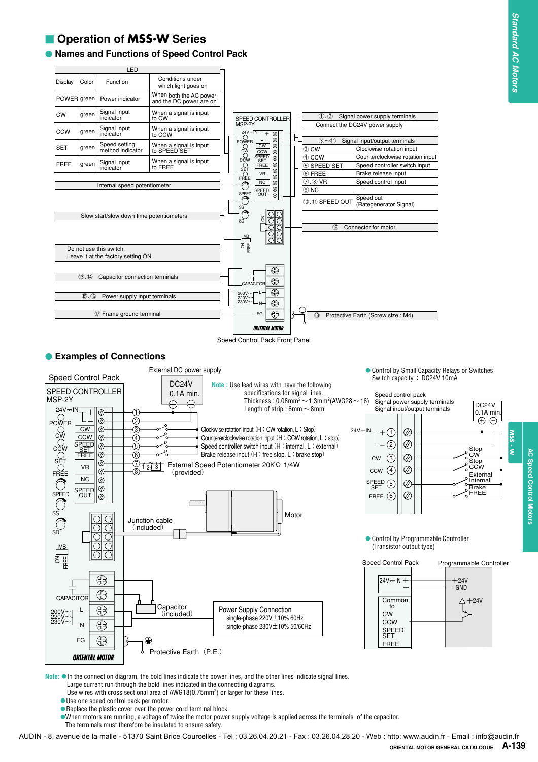## Operation of MSS·W Series

### Names and Functions of Speed Control Pack

| LED | | | |
|---|---|---|---|
| Display | Color | Function | Conditions under which light goes on |
| POWER | green | Power indicator | When both the AC power and the DC power are on |
| CW | green | Signal input indicator | When a signal is input to CW |
| CCW | green | Signal input indicator | When a signal is input to CCW |
| SET | green | Speed setting method indicator | When a signal is input to SPEED SET |
| FREE | green | Signal input indicator | When a signal is input to FREE |

Internal speed potentiometer

Slow start/slow down time potentiometers

Do not use this switch.
Leave it at the factory setting ON.

⑬,⑭ Capacitor connection terminals

⑮,⑯ Power supply input terminals

⑰ Frame ground terminal

| ①,② Signal power supply terminals | |
|---|---|
| Connect the DC24V power supply | |

| ③～⑪ Signal input/output terminals | |
|---|---|
| ③ CW | Clockwise rotation input |
| ④ CCW | Counterclockwise rotation input |
| ⑤ SPEED SET | Speed controller switch input |
| ⑥ FREE | Brake release input |
| ⑦,⑧ VR | Speed control input |
| ⑨ NC | ――― |
| ⑩,⑪ SPEED OUT | Speed out (Rategenerator Signal) |

⑫ Connector for motor

⑱ Protective Earth (Screw size : M4)

Speed Control Pack Front Panel

### Examples of Connections

Speed Control Pack
SPEED CONTROLLER MSP-2Y

External DC power supply: DC24V 0.1A min.

**Note** : Use lead wires with have the following specifications for signal lines.
Thickness : 0.08mm² ～ 1.3mm² (AWG28 ～ 16)
Length of strip : 6mm ～ 8mm

- Clockwise rotation input (H : CW rotation, L : Stop)
- Countereclockwise rotation input (H : CCW rotation, L : stop)
- Speed controller switch input (H : internal, L : external)
- Brake release input (H : free stop, L : brake stop)

External Speed Potentiometer 20KΩ 1/4W (provided)

Junction cable (included)

Motor

Capacitor (included)

Power Supply Connection
single-phase 220V±10% 60Hz
single-phase 230V±10% 50/60Hz

Protective Earth (P.E.)

● Control by Small Capacity Relays or Switches
Switch capacity : DC24V 10mA

Speed control pack
Signal power supply terminals
Signal input/output terminals

DC24V 0.1A min.

CW: Stop / CW; CCW: Stop / CCW; SPEED SET: External / Internal; FREE: Brake / FREE

● Control by Programmable Controller (Transistor output type)

Speed Control Pack — Programmable Controller
24V⎓IN +: +24V; –: GND
Common to CW, CCW, SPEED SET, FREE: +24V

**Note:**
- In the connection diagram, the bold lines indicate the power lines, and the other lines indicate signal lines.
  Large current run through the bold lines indicated in the connecting diagrams.
  Use wires with cross sectional area of AWG18(0.75mm²) or larger for these lines.
- Use one speed control pack per motor.
- Replace the plastic cover over the power cord terminal block.
- When motors are running, a voltage of twice the motor power supply voltage is applied across the terminals of the capacitor.
  The terminals must therefore be insulated to ensure safety.

AUDIN - 8, avenue de la malle - 51370 Saint Brice Courcelles - Tel : 03.26.04.20.21 - Fax : 03.26.04.28.20 - Web : http: www.audin.fr - Email : info@audin.fr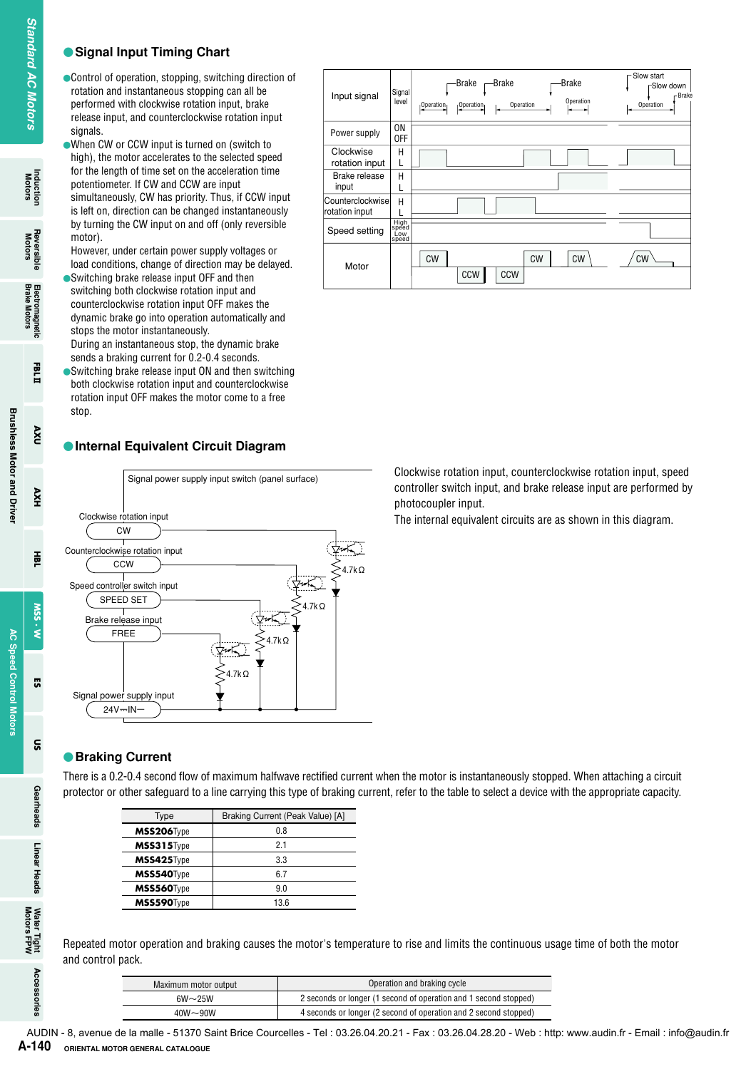## Signal Input Timing Chart

- Control of operation, stopping, switching direction of rotation and instantaneous stopping can all be performed with clockwise rotation input, brake release input, and counterclockwise rotation input signals.
- When CW or CCW input is turned on (switch to high), the motor accelerates to the selected speed for the length of time set on the acceleration time potentiometer. If CW and CCW are input simultaneously, CW has priority. Thus, if CCW input is left on, direction can be changed instantaneously by turning the CW input on and off (only reversible motor).
  However, under certain power supply voltages or load conditions, change of direction may be delayed.
- Switching brake release input OFF and then switching both clockwise rotation input and counterclockwise rotation input OFF makes the dynamic brake go into operation automatically and stops the motor instantaneously.
  During an instantaneous stop, the dynamic brake sends a braking current for 0.2-0.4 seconds.
- Switching brake release input ON and then switching both clockwise rotation input and counterclockwise rotation input OFF makes the motor come to a free stop.

| Input signal | Signal level | |
|---|---|---|
| Power supply | ON / OFF | |
| Clockwise rotation input | H / L | |
| Brake release input | H / L | |
| Counterclockwise rotation input | H / L | |
| Speed setting | High speed / Low speed | |
| Motor | | CW, CCW, CCW, CW, CW, CW (Slow start, Slow down, Brake) |

## Internal Equivalent Circuit Diagram

Signal power supply input switch (panel surface)

- Clockwise rotation input: CW
- Counterclockwise rotation input: CCW
- Speed controller switch input: SPEED SET
- Brake release input: FREE
- Signal power supply input: 24V⎓IN−

(4.7kΩ resistors on each photocoupler input)

Clockwise rotation input, counterclockwise rotation input, speed controller switch input, and brake release input are performed by photocoupler input.
The internal equivalent circuits are as shown in this diagram.

## Braking Current

There is a 0.2-0.4 second flow of maximum halfwave rectified current when the motor is instantaneously stopped. When attaching a circuit protector or other safeguard to a line carrying this type of braking current, refer to the table to select a device with the appropriate capacity.

| Type | Braking Current (Peak Value) [A] |
|---|---|
| **MSS206**Type | 0.8 |
| **MSS315**Type | 2.1 |
| **MSS425**Type | 3.3 |
| **MSS540**Type | 6.7 |
| **MSS560**Type | 9.0 |
| **MSS590**Type | 13.6 |

Repeated motor operation and braking causes the motor's temperature to rise and limits the continuous usage time of both the motor and control pack.

| Maximum motor output | Operation and braking cycle |
|---|---|
| 6W～25W | 2 seconds or longer (1 second of operation and 1 second stopped) |
| 40W～90W | 4 seconds or longer (2 second of operation and 2 second stopped) |

AUDIN - 8, avenue de la malle - 51370 Saint Brice Courcelles - Tel : 03.26.04.20.21 - Fax : 03.26.04.28.20 - Web : http: www.audin.fr - Email : info@audin.fr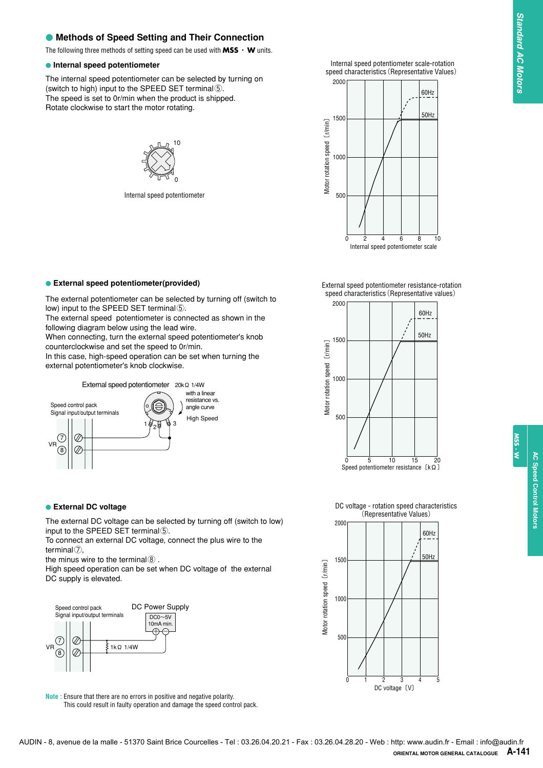## Methods of Speed Setting and Their Connection

The following three methods of setting speed can be used with **MSS・W** units.

### Internal speed potentiometer

The internal speed potentiometer can be selected by turning on (switch to high) input to the SPEED SET terminal⑤.
The speed is set to 0r/min when the product is shipped.
Rotate clockwise to start the motor rotating.

Internal speed potentiometer

Internal speed potentiometer scale-rotation speed characteristics (Representative Values)

### External speed potentiometer(provided)

The external potentiometer can be selected by turning off (switch to low) input to the SPEED SET terminal⑤.
The external speed potentiometer is connected as shown in the following diagram below using the lead wire.
When connecting, turn the external speed potentiometer's knob counterclockwise and set the speed to 0r/min.
In this case, high-speed operation can be set when turning the external potentiometer's knob clockwise.

External speed potentiometer 20kΩ 1/4W with a linear resistance vs. angle curve

External speed potentiometer resistance-rotation speed characteristics (Representative values)

### External DC voltage

The external DC voltage can be selected by turning off (switch to low) input to the SPEED SET terminal⑤.
To connect an external DC voltage, connect the plus wire to the terminal⑦,
the minus wire to the terminal⑧ .
High speed operation can be set when DC voltage of the external DC supply is elevated.

DC Power Supply DC0~5V 10mA min.

DC voltage - rotation speed characteristics (Representative Values)

**Note :** Ensure that there are no errors in positive and negative polarity.
This could result in faulty operation and damage the speed control pack.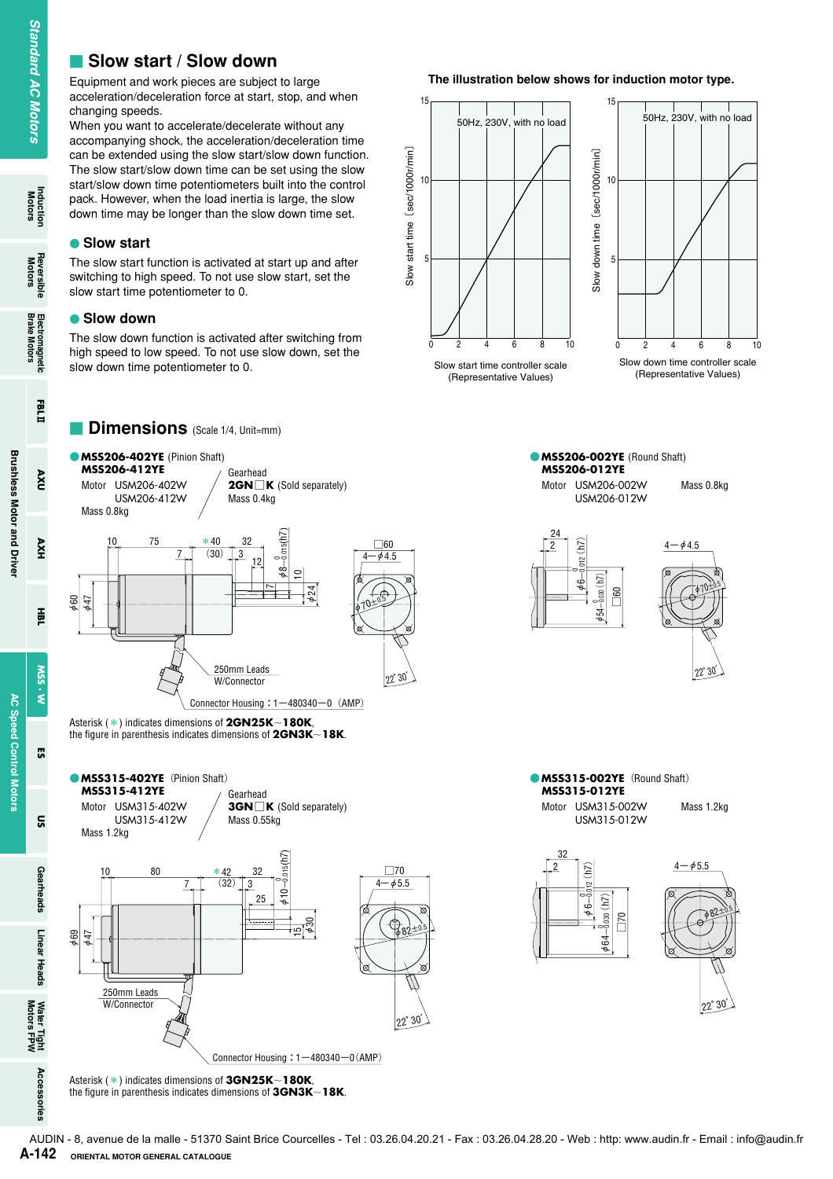## Slow start / Slow down

Equipment and work pieces are subject to large acceleration/deceleration force at start, stop, and when changing speeds.
When you want to accelerate/decelerate without any accompanying shock, the acceleration/deceleration time can be extended using the slow start/slow down function. The slow start/slow down time can be set using the slow start/slow down time potentiometers built into the control pack. However, when the load inertia is large, the slow down time may be longer than the slow down time set.

### Slow start

The slow start function is activated at start up and after switching to high speed. To not use slow start, set the slow start time potentiometer to 0.

### Slow down

The slow down function is activated after switching from high speed to low speed. To not use slow down, set the slow down time potentiometer to 0.

**The illustration below shows for induction motor type.**

50Hz, 230V, with no load

Slow start time [sec/1000r/min]

Slow start time controller scale
(Representative Values)

50Hz, 230V, with no load

Slow down time [sec/1000r/min]

Slow down time controller scale
(Representative Values)

## Dimensions (Scale 1/4, Unit=mm)

**MSS206-402YE** (Pinion Shaft)
**MSS206-412YE**
Motor USM206-402W
USM206-412W
Mass 0.8kg

Gearhead
**2GN□K** (Sold separately)
Mass 0.4kg

250mm Leads
W/Connector

Connector Housing：1−480340−0 (AMP)

Asterisk (＊) indicates dimensions of **2GN25K～180K**,
the figure in parenthesis indicates dimensions of **2GN3K～18K**.

**MSS206-002YE** (Round Shaft)
**MSS206-012YE**
Motor USM206-002W
USM206-012W
Mass 0.8kg

**MSS315-402YE** (Pinion Shaft)
**MSS315-412YE**
Motor USM315-402W
USM315-412W
Mass 1.2kg

Gearhead
**3GN□K** (Sold separately)
Mass 0.55kg

250mm Leads
W/Connector

Connector Housing：1−480340−0 (AMP)

Asterisk (＊) indicates dimensions of **3GN25K～180K**,
the figure in parenthesis indicates dimensions of **3GN3K～18K**.

**MSS315-002YE** (Round Shaft)
**MSS315-012YE**
Motor USM315-002W
USM315-012W
Mass 1.2kg

AUDIN - 8, avenue de la malle - 51370 Saint Brice Courcelles - Tel : 03.26.04.20.21 - Fax : 03.26.04.28.20 - Web : http: www.audin.fr - Email : info@audin.fr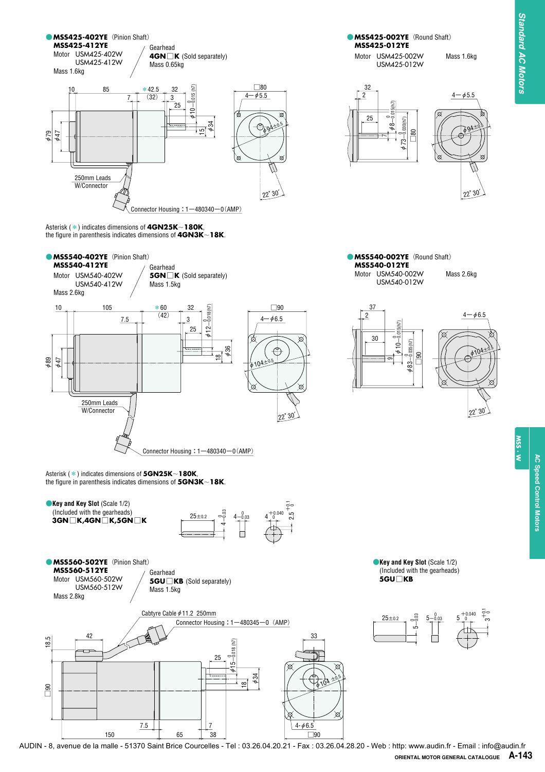## MSS425-402YE (Pinion Shaft)

**MSS425-412YE**

Motor USM425-402W
USM425-412W
Mass 1.6kg

Gearhead
**4GN□K** (Sold separately)
Mass 0.65kg

250mm Leads W/Connector

Connector Housing：1−480340−0 (AMP)

Asterisk (∗) indicates dimensions of **4GN25K～180K**,
the figure in parenthesis indicates dimensions of **4GN3K～18K**.

## MSS425-002YE (Round Shaft)

**MSS425-012YE**

Motor USM425-002W
USM425-012W

Mass 1.6kg

## MSS540-402YE (Pinion Shaft)

**MSS540-412YE**

Motor USM540-402W
USM540-412W
Mass 2.6kg

Gearhead
**5GN□K** (Sold separately)
Mass 1.5kg

250mm Leads W/Connector

Connector Housing：1−480340−0 (AMP)

Asterisk (∗) indicates dimensions of **5GN25K～180K**,
the figure in parenthesis indicates dimensions of **5GN3K～18K**.

## MSS540-002YE (Round Shaft)

**MSS540-012YE**

Motor USM540-002W
USM540-012W

Mass 2.6kg

## Key and Key Slot (Scale 1/2)

(Included with the gearheads)
**3GN□K, 4GN□K, 5GN□K**

## MSS560-502YE (Pinion Shaft)

**MSS560-512YE**

Motor USM560-502W
USM560-512W
Mass 2.8kg

Gearhead
**5GU□KB** (Sold separately)
Mass 1.5kg

Cabtyre Cable ϕ11.2 250mm

Connector Housing：1−480345−0 (AMP)

## Key and Key Slot (Scale 1/2)

(Included with the gearheads)
**5GU□KB**

AUDIN - 8, avenue de la malle - 51370 Saint Brice Courcelles - Tel : 03.26.04.20.21 - Fax : 03.26.04.28.20 - Web : http: www.audin.fr - Email : info@audin.fr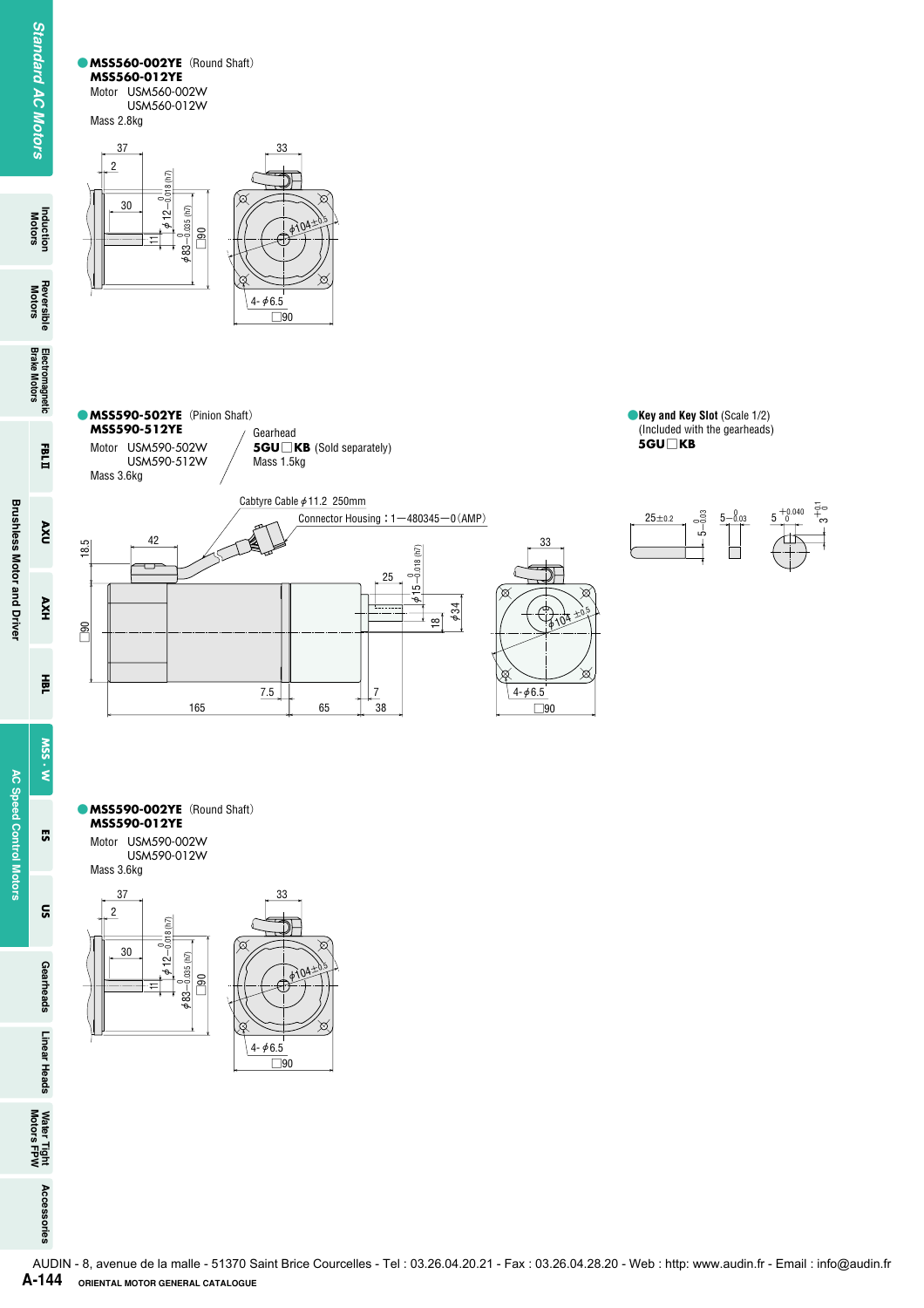## MSS560-002YE (Round Shaft)
**MSS560-012YE**

Motor USM560-002W
USM560-012W

Mass 2.8kg

## MSS590-502YE (Pinion Shaft)
**MSS590-512YE**

Motor USM590-502W
USM590-512W

Mass 3.6kg

Gearhead
**5GU□KB** (Sold separately)
Mass 1.5kg

Cabtyre Cable $\phi$11.2 250mm
Connector Housing：1—480345—0（AMP）

## Key and Key Slot (Scale 1/2)
(Included with the gearheads)
**5GU□KB**

## MSS590-002YE (Round Shaft)
**MSS590-012YE**

Motor USM590-002W
USM590-012W

Mass 3.6kg

AUDIN - 8, avenue de la malle - 51370 Saint Brice Courcelles - Tel : 03.26.04.20.21 - Fax : 03.26.04.28.20 - Web : http: www.audin.fr - Email : info@audin.fr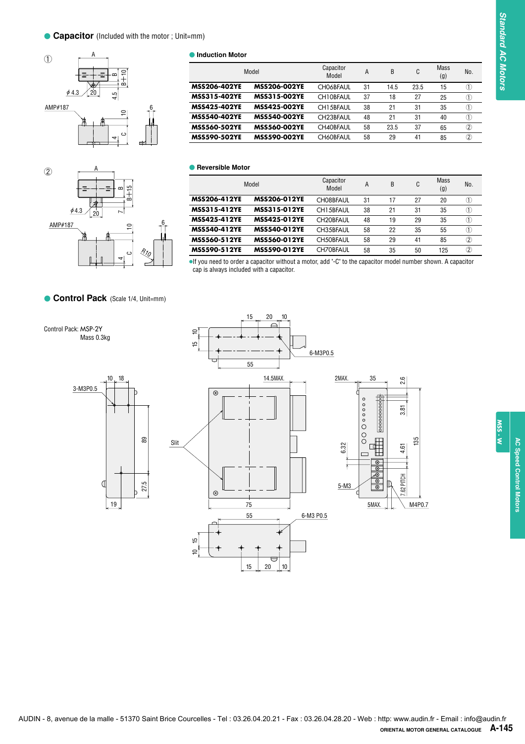## Capacitor (Included with the motor ; Unit=mm)

### Induction Motor

| Model | | Capacitor Model | A | B | C | Mass (g) | No. |
|---|---|---|---|---|---|---|---|
| **MSS206-402YE** | **MSS206-002YE** | CH06BFAUL | 31 | 14.5 | 23.5 | 15 | ① |
| **MSS315-402YE** | **MSS315-002YE** | CH10BFAUL | 37 | 18 | 27 | 25 | ① |
| **MSS425-402YE** | **MSS425-002YE** | CH15BFAUL | 38 | 21 | 31 | 35 | ① |
| **MSS540-402YE** | **MSS540-002YE** | CH23BFAUL | 48 | 21 | 31 | 40 | ① |
| **MSS560-502YE** | **MSS560-002YE** | CH40BFAUL | 58 | 23.5 | 37 | 65 | ② |
| **MSS590-502YE** | **MSS590-002YE** | CH60BFAUL | 58 | 29 | 41 | 85 | ② |

### Reversible Motor

| Model | | Capacitor Model | A | B | C | Mass (g) | No. |
|---|---|---|---|---|---|---|---|
| **MSS206-412YE** | **MSS206-012YE** | CH08BFAUL | 31 | 17 | 27 | 20 | ① |
| **MSS315-412YE** | **MSS315-012YE** | CH15BFAUL | 38 | 21 | 31 | 35 | ① |
| **MSS425-412YE** | **MSS425-012YE** | CH20BFAUL | 48 | 19 | 29 | 35 | ① |
| **MSS540-412YE** | **MSS540-012YE** | CH35BFAUL | 58 | 22 | 35 | 55 | ① |
| **MSS560-512YE** | **MSS560-012YE** | CH50BFAUL | 58 | 29 | 41 | 85 | ② |
| **MSS590-512YE** | **MSS590-012YE** | CH70BFAUL | 58 | 35 | 50 | 125 | ② |

- If you need to order a capacitor without a motor, add "-C" to the capacitor model number shown. A capacitor cap is always included with a capacitor.

## Control Pack (Scale 1/4, Unit=mm)

Control Pack: MSP-2Y
Mass 0.3kg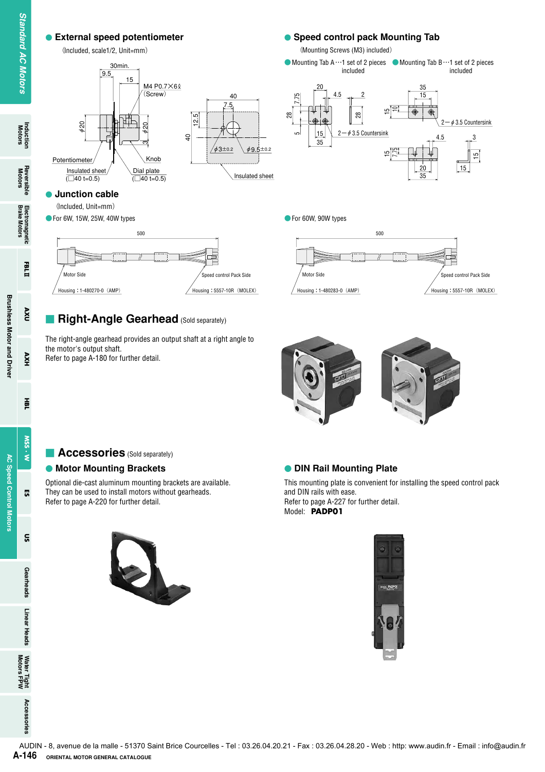## External speed potentiometer

(Included, scale1/2, Unit=mm)

30min.
9.5
15
M4 P0.7×6ℓ
(Screw)
φ20
φ20
3
Potentiometer
Knob
Insulated sheet
(□40 t=0.5)
Dial plate
(□40 t=0.5)

40
7.5
12.5
40
φ3±0.2
φ9.5±0.2
Insulated sheet

## Speed control pack Mounting Tab

(Mounting Screws (M3) included)

● Mounting Tab A…1 set of 2 pieces included

● Mounting Tab B…1 set of 2 pieces included

2−φ3.5 Countersink

2−φ3.5 Countersink

## Junction cable

(Included, Unit=mm)

● For 6W, 15W, 25W, 40W types

500

Motor Side — Housing : 1-480270-0 (AMP)

Speed control Pack Side — Housing : 5557-10R (MOLEX)

● For 60W, 90W types

500

Motor Side — Housing : 1-480283-0 (AMP)

Speed control Pack Side — Housing : 5557-10R (MOLEX)

# Right-Angle Gearhead (Sold separately)

The right-angle gearhead provides an output shaft at a right angle to the motor's output shaft.
Refer to page A-180 for further detail.

# Accessories (Sold separately)

## Motor Mounting Brackets

Optional die-cast aluminum mounting brackets are available.
They can be used to install motors without gearheads.
Refer to page A-220 for further detail.

## DIN Rail Mounting Plate

This mounting plate is convenient for installing the speed control pack and DIN rails with ease.
Refer to page A-227 for further detail.
Model: **PADP01**

AUDIN - 8, avenue de la malle - 51370 Saint Brice Courcelles - Tel : 03.26.04.20.21 - Fax : 03.26.04.28.20 - Web : http: www.audin.fr - Email : info@audin.fr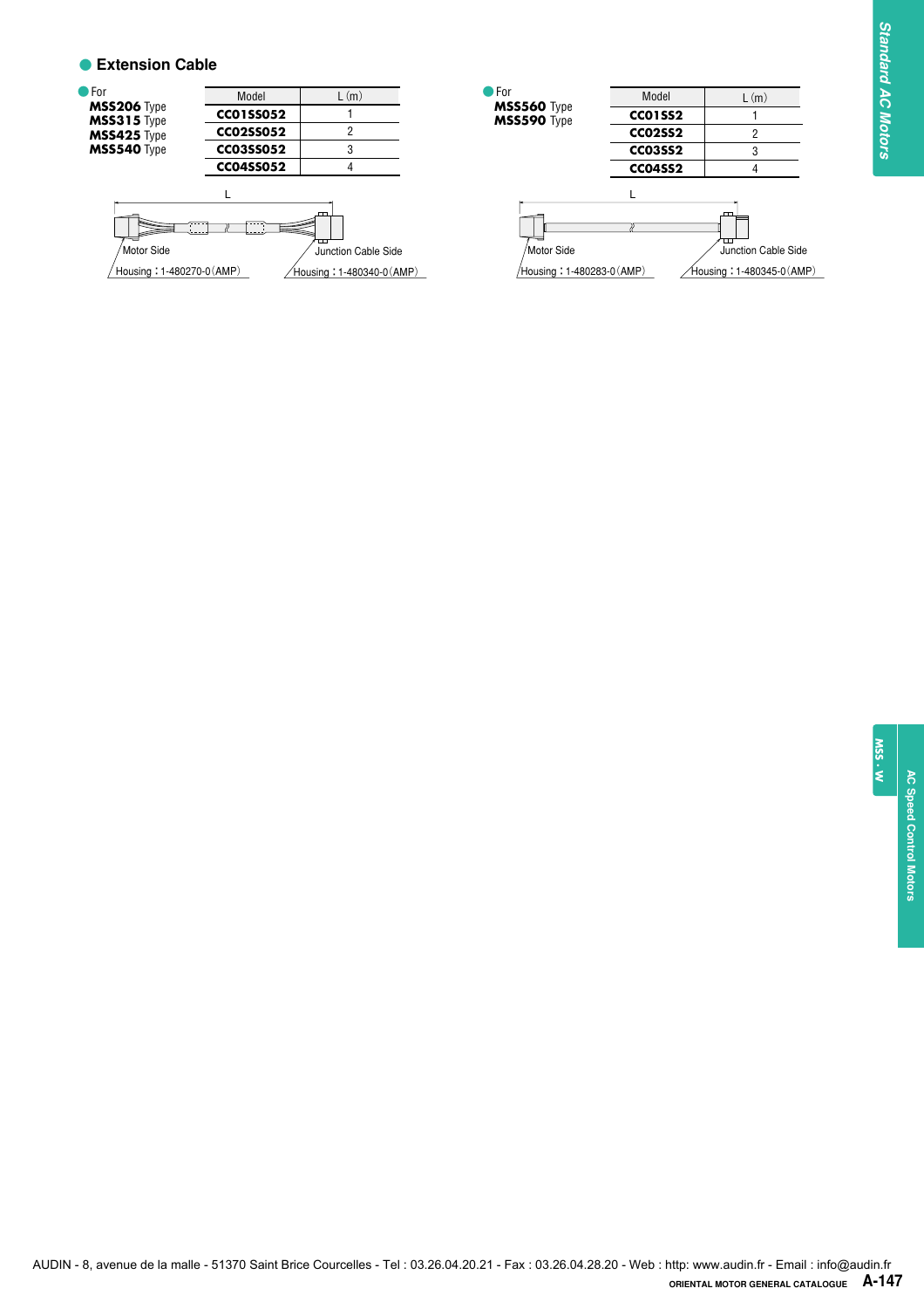## Extension Cable

For
**MSS206** Type
**MSS315** Type
**MSS425** Type
**MSS540** Type

| Model | L (m) |
|---|---|
| **CC01SS052** | 1 |
| **CC02SS052** | 2 |
| **CC03SS052** | 3 |
| **CC04SS052** | 4 |

L

Motor Side
Housing : 1-480270-0 (AMP)

Junction Cable Side
Housing : 1-480340-0 (AMP)

For
**MSS560** Type
**MSS590** Type

| Model | L (m) |
|---|---|
| **CC01SS2** | 1 |
| **CC02SS2** | 2 |
| **CC03SS2** | 3 |
| **CC04SS2** | 4 |

L

Motor Side
Housing : 1-480283-0 (AMP)

Junction Cable Side
Housing : 1-480345-0 (AMP)

AUDIN - 8, avenue de la malle - 51370 Saint Brice Courcelles - Tel : 03.26.04.20.21 - Fax : 03.26.04.28.20 - Web : http: www.audin.fr - Email : info@audin.fr